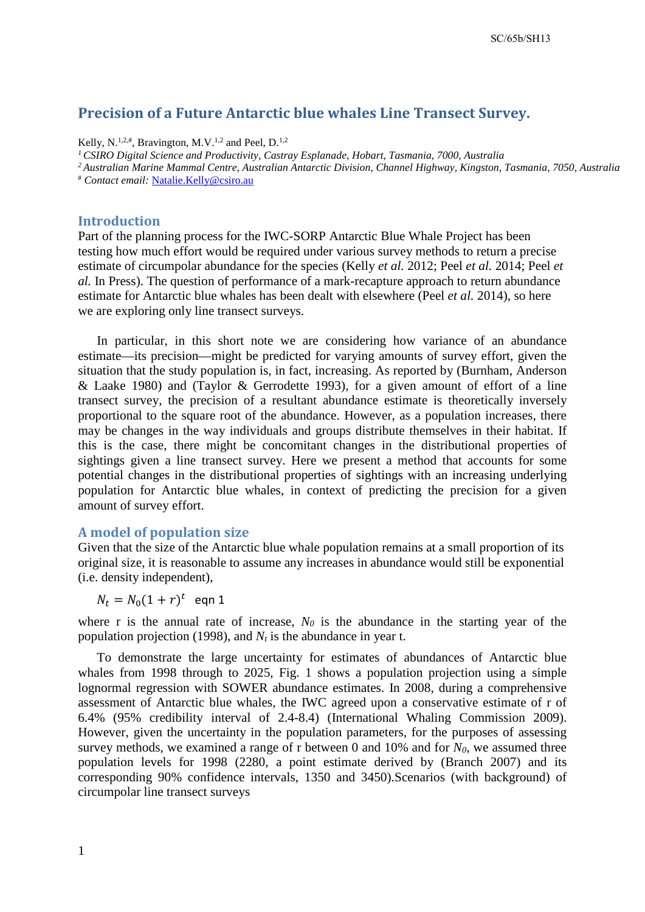# Precision of a Future Antarctic blue whales Line Transect Survey.

Kelly, N.[1,2,#], Bravington, M.V.[1,2] and Peel, D.[1,2]

[1] *CSIRO Digital Science and Productivity, Castray Esplanade, Hobart, Tasmania, 7000, Australia*
[2] *Australian Marine Mammal Centre, Australian Antarctic Division, Channel Highway, Kingston, Tasmania, 7050, Australia*
[#] *Contact email:* Natalie.Kelly@csiro.au

## Introduction

Part of the planning process for the IWC-SORP Antarctic Blue Whale Project has been testing how much effort would be required under various survey methods to return a precise estimate of circumpolar abundance for the species (Kelly *et al.* 2012; Peel *et al.* 2014; Peel *et al.* In Press). The question of performance of a mark-recapture approach to return abundance estimate for Antarctic blue whales has been dealt with elsewhere (Peel *et al.* 2014), so here we are exploring only line transect surveys.

In particular, in this short note we are considering how variance of an abundance estimate—its precision—might be predicted for varying amounts of survey effort, given the situation that the study population is, in fact, increasing. As reported by (Burnham, Anderson & Laake 1980) and (Taylor & Gerrodette 1993), for a given amount of effort of a line transect survey, the precision of a resultant abundance estimate is theoretically inversely proportional to the square root of the abundance. However, as a population increases, there may be changes in the way individuals and groups distribute themselves in their habitat. If this is the case, there might be concomitant changes in the distributional properties of sightings given a line transect survey. Here we present a method that accounts for some potential changes in the distributional properties of sightings with an increasing underlying population for Antarctic blue whales, in context of predicting the precision for a given amount of survey effort.

## A model of population size

Given that the size of the Antarctic blue whale population remains at a small proportion of its original size, it is reasonable to assume any increases in abundance would still be exponential (i.e. density independent),

$$N_t = N_0(1 + r)^t \quad \text{eqn 1}$$

where r is the annual rate of increase, $N_0$ is the abundance in the starting year of the population projection (1998), and $N_t$ is the abundance in year t.

To demonstrate the large uncertainty for estimates of abundances of Antarctic blue whales from 1998 through to 2025, Fig. 1 shows a population projection using a simple lognormal regression with SOWER abundance estimates. In 2008, during a comprehensive assessment of Antarctic blue whales, the IWC agreed upon a conservative estimate of r of 6.4% (95% credibility interval of 2.4-8.4) (International Whaling Commission 2009). However, given the uncertainty in the population parameters, for the purposes of assessing survey methods, we examined a range of r between 0 and 10% and for $N_0$, we assumed three population levels for 1998 (2280, a point estimate derived by (Branch 2007) and its corresponding 90% confidence intervals, 1350 and 3450).Scenarios (with background) of circumpolar line transect surveys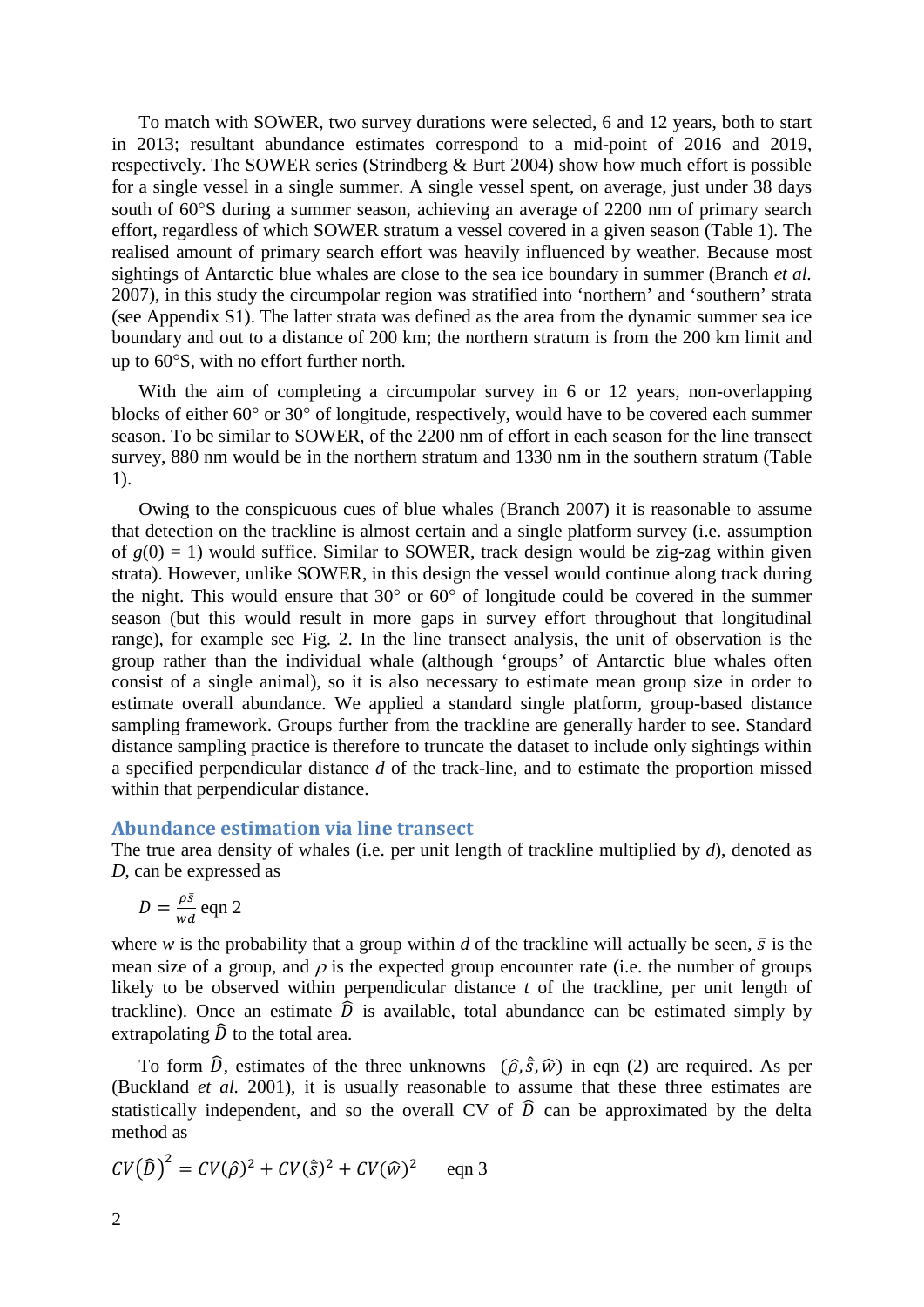To match with SOWER, two survey durations were selected, 6 and 12 years, both to start in 2013; resultant abundance estimates correspond to a mid-point of 2016 and 2019, respectively. The SOWER series (Strindberg & Burt 2004) show how much effort is possible for a single vessel in a single summer. A single vessel spent, on average, just under 38 days south of 60°S during a summer season, achieving an average of 2200 nm of primary search effort, regardless of which SOWER stratum a vessel covered in a given season (Table 1). The realised amount of primary search effort was heavily influenced by weather. Because most sightings of Antarctic blue whales are close to the sea ice boundary in summer (Branch *et al.* 2007), in this study the circumpolar region was stratified into 'northern' and 'southern' strata (see Appendix S1). The latter strata was defined as the area from the dynamic summer sea ice boundary and out to a distance of 200 km; the northern stratum is from the 200 km limit and up to 60°S, with no effort further north.

With the aim of completing a circumpolar survey in 6 or 12 years, non-overlapping blocks of either 60° or 30° of longitude, respectively, would have to be covered each summer season. To be similar to SOWER, of the 2200 nm of effort in each season for the line transect survey, 880 nm would be in the northern stratum and 1330 nm in the southern stratum (Table 1).

Owing to the conspicuous cues of blue whales (Branch 2007) it is reasonable to assume that detection on the trackline is almost certain and a single platform survey (i.e. assumption of $g(0) = 1$) would suffice. Similar to SOWER, track design would be zig-zag within given strata). However, unlike SOWER, in this design the vessel would continue along track during the night. This would ensure that 30° or 60° of longitude could be covered in the summer season (but this would result in more gaps in survey effort throughout that longitudinal range), for example see Fig. 2. In the line transect analysis, the unit of observation is the group rather than the individual whale (although 'groups' of Antarctic blue whales often consist of a single animal), so it is also necessary to estimate mean group size in order to estimate overall abundance. We applied a standard single platform, group-based distance sampling framework. Groups further from the trackline are generally harder to see. Standard distance sampling practice is therefore to truncate the dataset to include only sightings within a specified perpendicular distance *d* of the track-line, and to estimate the proportion missed within that perpendicular distance.

## Abundance estimation via line transect

The true area density of whales (i.e. per unit length of trackline multiplied by *d*), denoted as *D*, can be expressed as

$$D = \frac{\rho \bar{s}}{wd} \quad \text{eqn 2}$$

where *w* is the probability that a group within *d* of the trackline will actually be seen, $\bar{s}$ is the mean size of a group, and $\rho$ is the expected group encounter rate (i.e. the number of groups likely to be observed within perpendicular distance *t* of the trackline, per unit length of trackline). Once an estimate $\hat{D}$ is available, total abundance can be estimated simply by extrapolating $\hat{D}$ to the total area.

To form $\hat{D}$, estimates of the three unknowns $(\hat{\rho}, \hat{\bar{s}}, \hat{w})$ in eqn (2) are required. As per (Buckland *et al.* 2001), it is usually reasonable to assume that these three estimates are statistically independent, and so the overall CV of $\hat{D}$ can be approximated by the delta method as

$$CV(\hat{D})^2 = CV(\hat{\rho})^2 + CV(\hat{\bar{s}})^2 + CV(\hat{w})^2 \quad \text{eqn 3}$$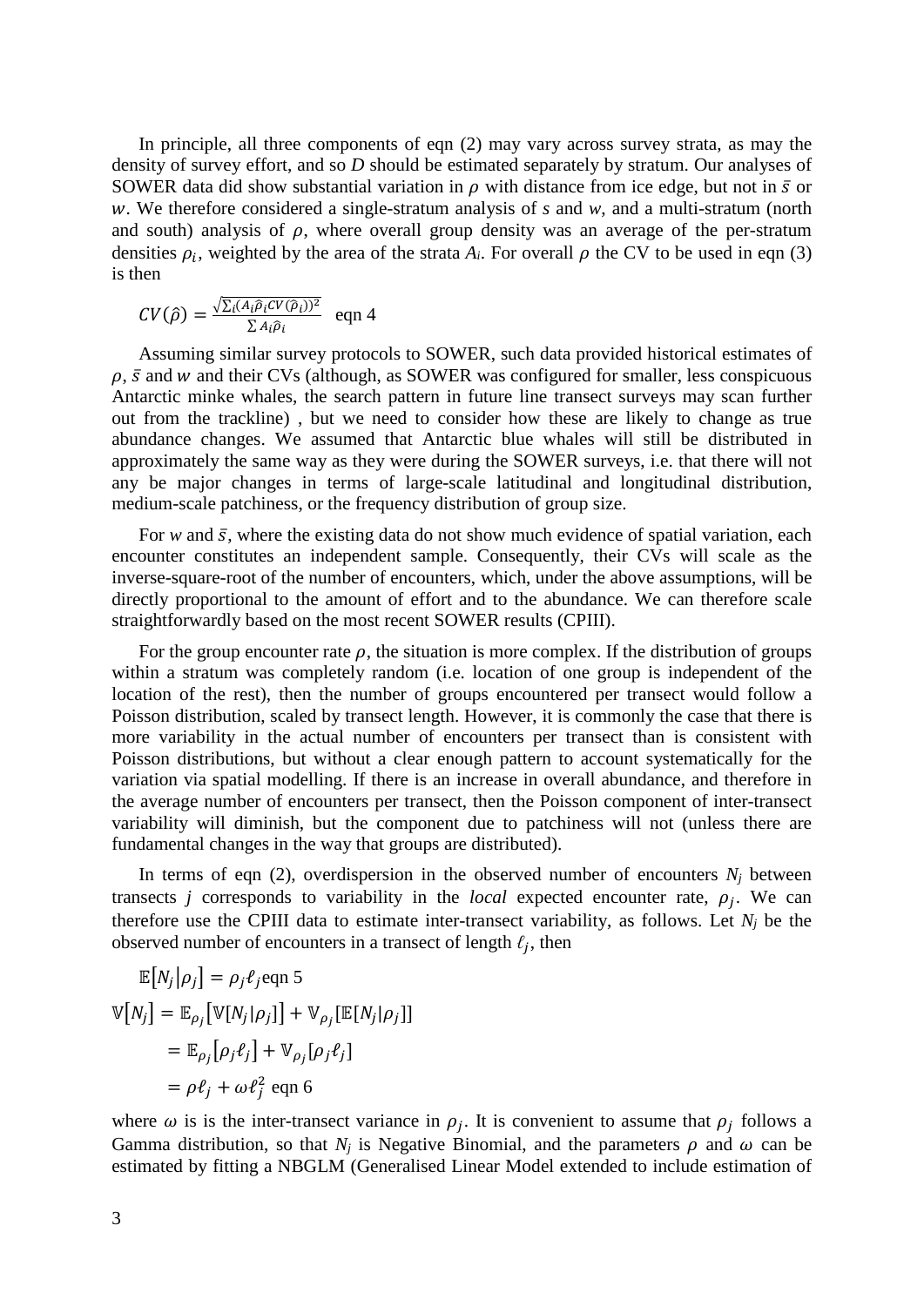In principle, all three components of eqn (2) may vary across survey strata, as may the density of survey effort, and so *D* should be estimated separately by stratum. Our analyses of SOWER data did show substantial variation in $\rho$ with distance from ice edge, but not in $\bar{s}$ or $w$. We therefore considered a single-stratum analysis of *s* and *w*, and a multi-stratum (north and south) analysis of $\rho$, where overall group density was an average of the per-stratum densities $\rho_i$, weighted by the area of the strata $A_i$. For overall $\rho$ the CV to be used in eqn (3) is then

$$CV(\hat{\rho}) = \frac{\sqrt{\sum_i (A_i \hat{\rho}_i CV(\hat{\rho}_i))^2}}{\sum A_i \hat{\rho}_i} \quad \text{eqn 4}$$

Assuming similar survey protocols to SOWER, such data provided historical estimates of $\rho$, $\bar{s}$ and $w$ and their CVs (although, as SOWER was configured for smaller, less conspicuous Antarctic minke whales, the search pattern in future line transect surveys may scan further out from the trackline) , but we need to consider how these are likely to change as true abundance changes. We assumed that Antarctic blue whales will still be distributed in approximately the same way as they were during the SOWER surveys, i.e. that there will not any be major changes in terms of large-scale latitudinal and longitudinal distribution, medium-scale patchiness, or the frequency distribution of group size.

For *w* and $\bar{s}$, where the existing data do not show much evidence of spatial variation, each encounter constitutes an independent sample. Consequently, their CVs will scale as the inverse-square-root of the number of encounters, which, under the above assumptions, will be directly proportional to the amount of effort and to the abundance. We can therefore scale straightforwardly based on the most recent SOWER results (CPIII).

For the group encounter rate $\rho$, the situation is more complex. If the distribution of groups within a stratum was completely random (i.e. location of one group is independent of the location of the rest), then the number of groups encountered per transect would follow a Poisson distribution, scaled by transect length. However, it is commonly the case that there is more variability in the actual number of encounters per transect than is consistent with Poisson distributions, but without a clear enough pattern to account systematically for the variation via spatial modelling. If there is an increase in overall abundance, and therefore in the average number of encounters per transect, then the Poisson component of inter-transect variability will diminish, but the component due to patchiness will not (unless there are fundamental changes in the way that groups are distributed).

In terms of eqn (2), overdispersion in the observed number of encounters $N_j$ between transects *j* corresponds to variability in the *local* expected encounter rate, $\rho_j$. We can therefore use the CPIII data to estimate inter-transect variability, as follows. Let $N_j$ be the observed number of encounters in a transect of length $\ell_j$, then

$$\mathbb{E}[N_j | \rho_j] = \rho_j \ell_j \quad \text{eqn 5}$$

$$\begin{aligned}
\mathbb{V}[N_j] &= \mathbb{E}_{\rho_j}[\mathbb{V}[N_j|\rho_j]] + \mathbb{V}_{\rho_j}[\mathbb{E}[N_j|\rho_j]] \\
&= \mathbb{E}_{\rho_j}[\rho_j \ell_j] + \mathbb{V}_{\rho_j}[\rho_j \ell_j] \\
&= \rho \ell_j + \omega \ell_j^2 \quad \text{eqn 6}
\end{aligned}$$

where $\omega$ is is the inter-transect variance in $\rho_j$. It is convenient to assume that $\rho_j$ follows a Gamma distribution, so that $N_j$ is Negative Binomial, and the parameters $\rho$ and $\omega$ can be estimated by fitting a NBGLM (Generalised Linear Model extended to include estimation of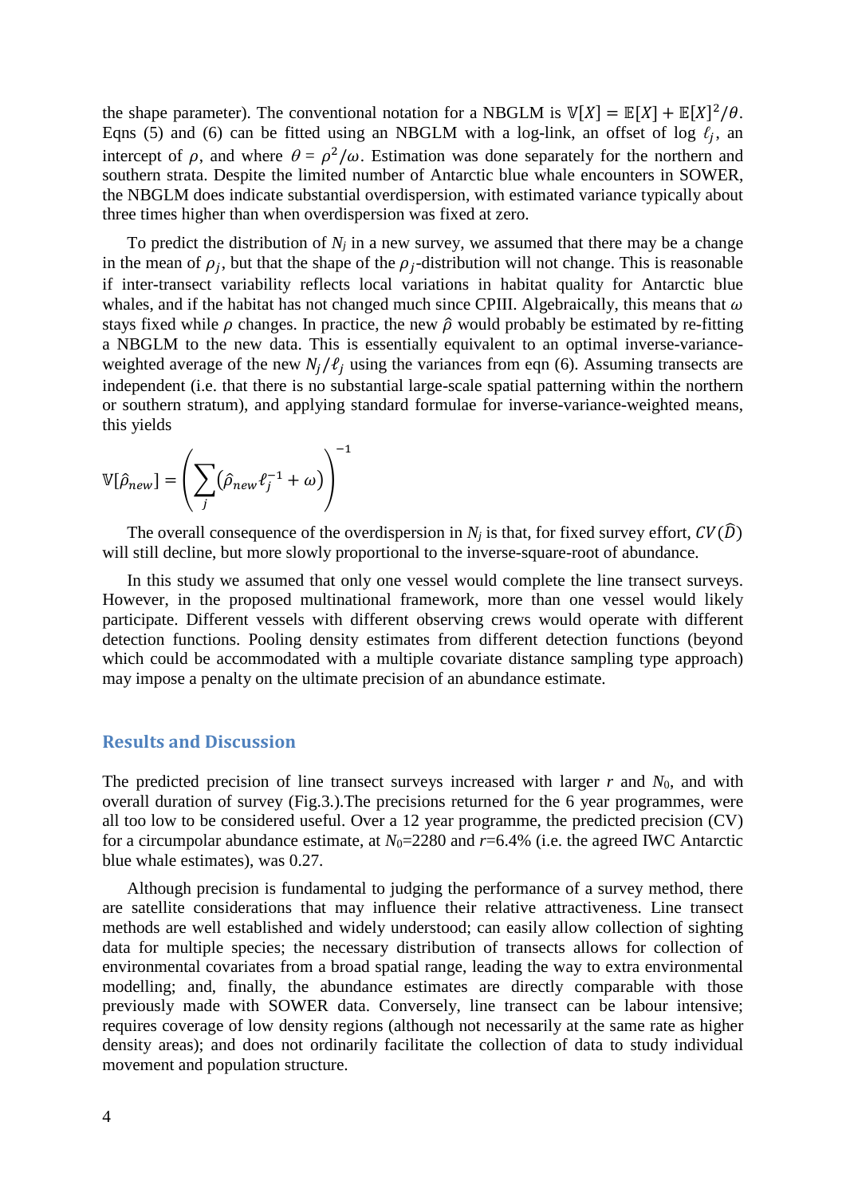the shape parameter). The conventional notation for a NBGLM is $\mathbb{V}[X] = \mathbb{E}[X] + \mathbb{E}[X]^2/\theta$. Eqns (5) and (6) can be fitted using an NBGLM with a log-link, an offset of $\log \ell_j$, an intercept of $\rho$, and where $\theta = \rho^2/\omega$. Estimation was done separately for the northern and southern strata. Despite the limited number of Antarctic blue whale encounters in SOWER, the NBGLM does indicate substantial overdispersion, with estimated variance typically about three times higher than when overdispersion was fixed at zero.

To predict the distribution of $N_j$ in a new survey, we assumed that there may be a change in the mean of $\rho_j$, but that the shape of the $\rho_j$-distribution will not change. This is reasonable if inter-transect variability reflects local variations in habitat quality for Antarctic blue whales, and if the habitat has not changed much since CPIII. Algebraically, this means that $\omega$ stays fixed while $\rho$ changes. In practice, the new $\hat{\rho}$ would probably be estimated by re-fitting a NBGLM to the new data. This is essentially equivalent to an optimal inverse-variance-weighted average of the new $N_j/\ell_j$ using the variances from eqn (6). Assuming transects are independent (i.e. that there is no substantial large-scale spatial patterning within the northern or southern stratum), and applying standard formulae for inverse-variance-weighted means, this yields

$$\mathbb{V}[\hat{\rho}_{new}] = \left( \sum_j \left( \hat{\rho}_{new} \ell_j^{-1} + \omega \right) \right)^{-1}$$

The overall consequence of the overdispersion in $N_j$ is that, for fixed survey effort, $CV(\hat{D})$ will still decline, but more slowly proportional to the inverse-square-root of abundance.

In this study we assumed that only one vessel would complete the line transect surveys. However, in the proposed multinational framework, more than one vessel would likely participate. Different vessels with different observing crews would operate with different detection functions. Pooling density estimates from different detection functions (beyond which could be accommodated with a multiple covariate distance sampling type approach) may impose a penalty on the ultimate precision of an abundance estimate.

## Results and Discussion

The predicted precision of line transect surveys increased with larger $r$ and $N_0$, and with overall duration of survey (Fig.3.).The precisions returned for the 6 year programmes, were all too low to be considered useful. Over a 12 year programme, the predicted precision (CV) for a circumpolar abundance estimate, at $N_0$=2280 and $r$=6.4% (i.e. the agreed IWC Antarctic blue whale estimates), was 0.27.

Although precision is fundamental to judging the performance of a survey method, there are satellite considerations that may influence their relative attractiveness. Line transect methods are well established and widely understood; can easily allow collection of sighting data for multiple species; the necessary distribution of transects allows for collection of environmental covariates from a broad spatial range, leading the way to extra environmental modelling; and, finally, the abundance estimates are directly comparable with those previously made with SOWER data. Conversely, line transect can be labour intensive; requires coverage of low density regions (although not necessarily at the same rate as higher density areas); and does not ordinarily facilitate the collection of data to study individual movement and population structure.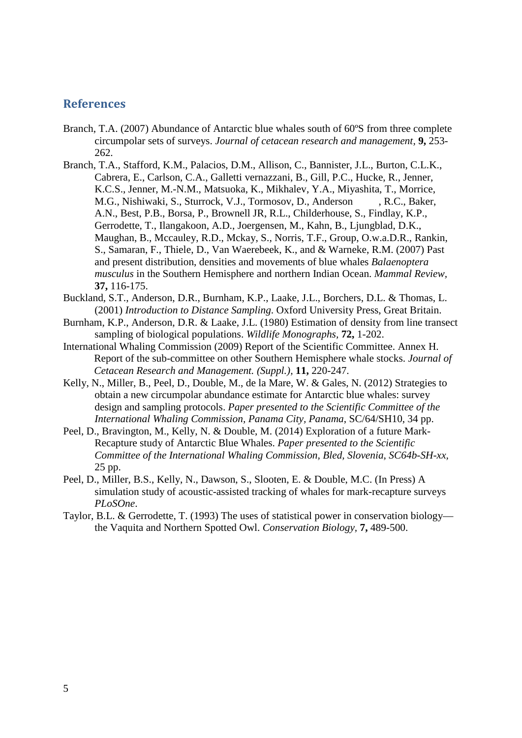## References

Branch, T.A. (2007) Abundance of Antarctic blue whales south of 60ºS from three complete circumpolar sets of surveys. *Journal of cetacean research and management*, **9,** 253-262.

Branch, T.A., Stafford, K.M., Palacios, D.M., Allison, C., Bannister, J.L., Burton, C.L.K., Cabrera, E., Carlson, C.A., Galletti vernazzani, B., Gill, P.C., Hucke, R., Jenner, K.C.S., Jenner, M.-N.M., Matsuoka, K., Mikhalev, Y.A., Miyashita, T., Morrice, M.G., Nishiwaki, S., Sturrock, V.J., Tormosov, D., Anderson , R.C., Baker, A.N., Best, P.B., Borsa, P., Brownell JR, R.L., Childerhouse, S., Findlay, K.P., Gerrodette, T., Ilangakoon, A.D., Joergensen, M., Kahn, B., Ljungblad, D.K., Maughan, B., Mccauley, R.D., Mckay, S., Norris, T.F., Group, O.w.a.D.R., Rankin, S., Samaran, F., Thiele, D., Van Waerebeek, K., and & Warneke, R.M. (2007) Past and present distribution, densities and movements of blue whales *Balaenoptera musculus* in the Southern Hemisphere and northern Indian Ocean. *Mammal Review*, **37,** 116-175.

Buckland, S.T., Anderson, D.R., Burnham, K.P., Laake, J.L., Borchers, D.L. & Thomas, L. (2001) *Introduction to Distance Sampling*. Oxford University Press, Great Britain.

Burnham, K.P., Anderson, D.R. & Laake, J.L. (1980) Estimation of density from line transect sampling of biological populations. *Wildlife Monographs*, **72,** 1-202.

International Whaling Commission (2009) Report of the Scientific Committee. Annex H. Report of the sub-committee on other Southern Hemisphere whale stocks. *Journal of Cetacean Research and Management. (Suppl.)*, **11,** 220-247.

Kelly, N., Miller, B., Peel, D., Double, M., de la Mare, W. & Gales, N. (2012) Strategies to obtain a new circumpolar abundance estimate for Antarctic blue whales: survey design and sampling protocols. *Paper presented to the Scientific Committee of the International Whaling Commission, Panama City, Panama*, SC/64/SH10, 34 pp.

Peel, D., Bravington, M., Kelly, N. & Double, M. (2014) Exploration of a future Mark-Recapture study of Antarctic Blue Whales. *Paper presented to the Scientific Committee of the International Whaling Commission, Bled, Slovenia, SC64b-SH-xx,* 25 pp.

Peel, D., Miller, B.S., Kelly, N., Dawson, S., Slooten, E. & Double, M.C. (In Press) A simulation study of acoustic-assisted tracking of whales for mark-recapture surveys *PLoSOne*.

Taylor, B.L. & Gerrodette, T. (1993) The uses of statistical power in conservation biology—the Vaquita and Northern Spotted Owl. *Conservation Biology*, **7,** 489-500.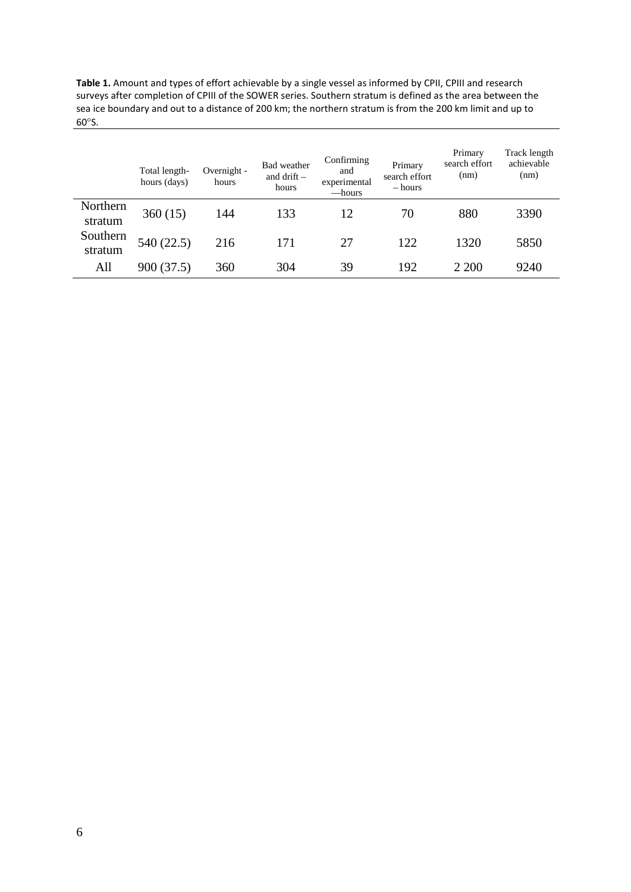**Table 1.** Amount and types of effort achievable by a single vessel as informed by CPII, CPIII and research surveys after completion of CPIII of the SOWER series. Southern stratum is defined as the area between the sea ice boundary and out to a distance of 200 km; the northern stratum is from the 200 km limit and up to 60°S.

| | Total length-hours (days) | Overnight - hours | Bad weather and drift – hours | Confirming and experimental —hours | Primary search effort – hours | Primary search effort (nm) | Track length achievable (nm) |
|---|---|---|---|---|---|---|---|
| Northern stratum | 360 (15) | 144 | 133 | 12 | 70 | 880 | 3390 |
| Southern stratum | 540 (22.5) | 216 | 171 | 27 | 122 | 1320 | 5850 |
| All | 900 (37.5) | 360 | 304 | 39 | 192 | 2 200 | 9240 |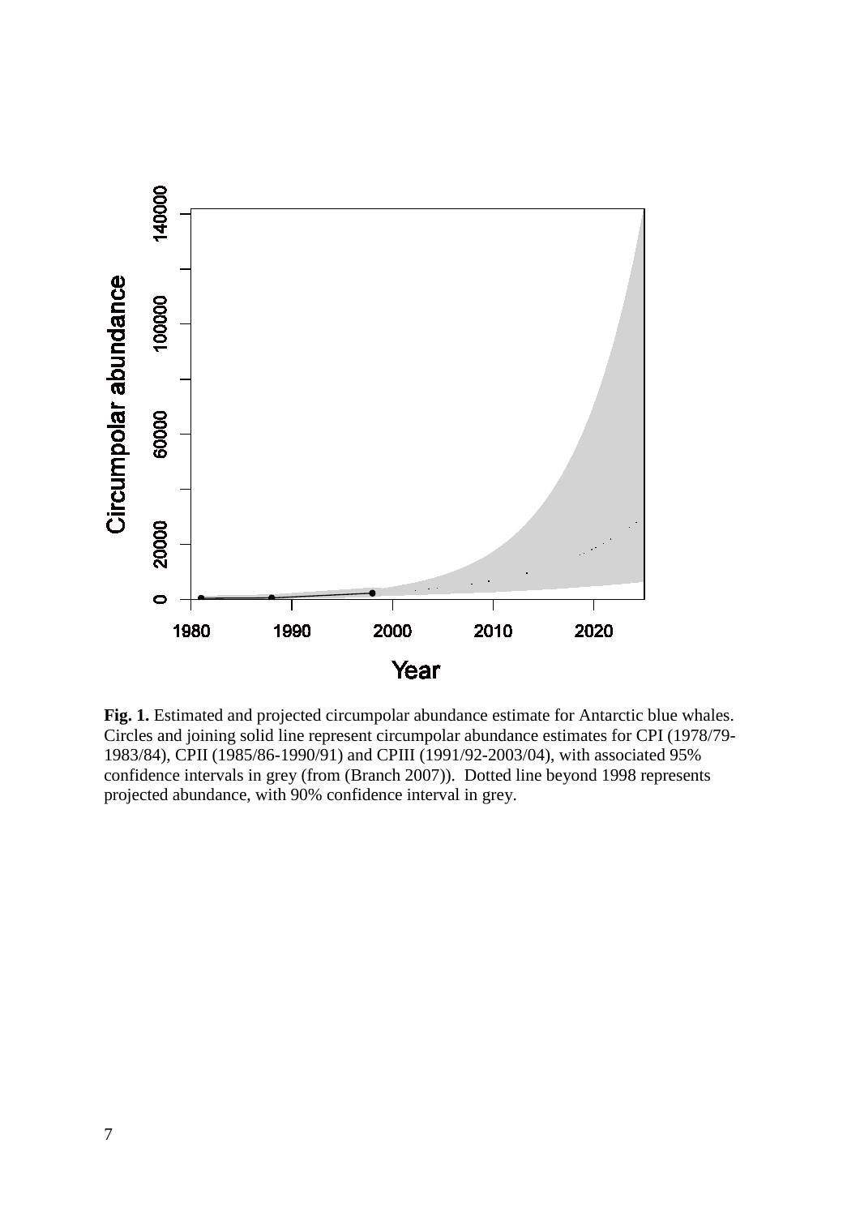**Fig. 1.** Estimated and projected circumpolar abundance estimate for Antarctic blue whales. Circles and joining solid line represent circumpolar abundance estimates for CPI (1978/79-1983/84), CPII (1985/86-1990/91) and CPIII (1991/92-2003/04), with associated 95% confidence intervals in grey (from (Branch 2007)). Dotted line beyond 1998 represents projected abundance, with 90% confidence interval in grey.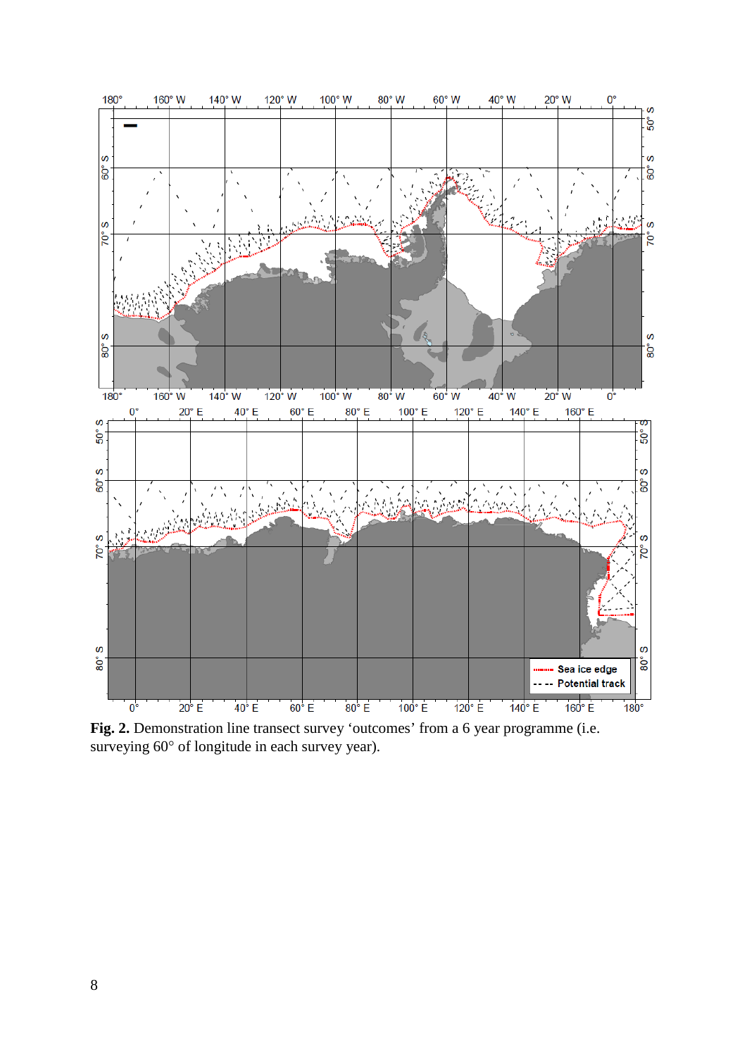**Fig. 2.** Demonstration line transect survey 'outcomes' from a 6 year programme (i.e. surveying 60° of longitude in each survey year).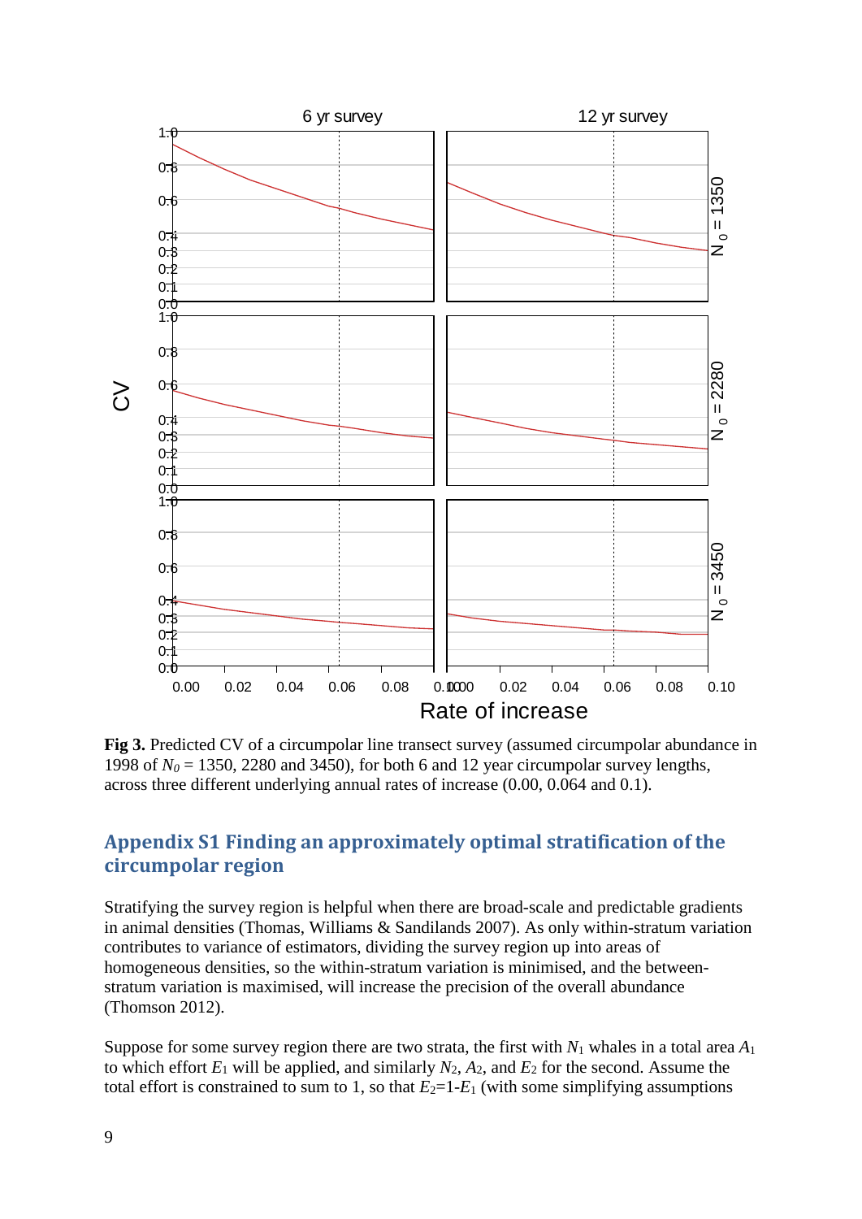**Fig 3.** Predicted CV of a circumpolar line transect survey (assumed circumpolar abundance in 1998 of $N_0$ = 1350, 2280 and 3450), for both 6 and 12 year circumpolar survey lengths, across three different underlying annual rates of increase (0.00, 0.064 and 0.1).

## Appendix S1 Finding an approximately optimal stratification of the circumpolar region

Stratifying the survey region is helpful when there are broad-scale and predictable gradients in animal densities (Thomas, Williams & Sandilands 2007). As only within-stratum variation contributes to variance of estimators, dividing the survey region up into areas of homogeneous densities, so the within-stratum variation is minimised, and the between-stratum variation is maximised, will increase the precision of the overall abundance (Thomson 2012).

Suppose for some survey region there are two strata, the first with $N_1$ whales in a total area $A_1$ to which effort $E_1$ will be applied, and similarly $N_2$, $A_2$, and $E_2$ for the second. Assume the total effort is constrained to sum to 1, so that $E_2$=1-$E_1$ (with some simplifying assumptions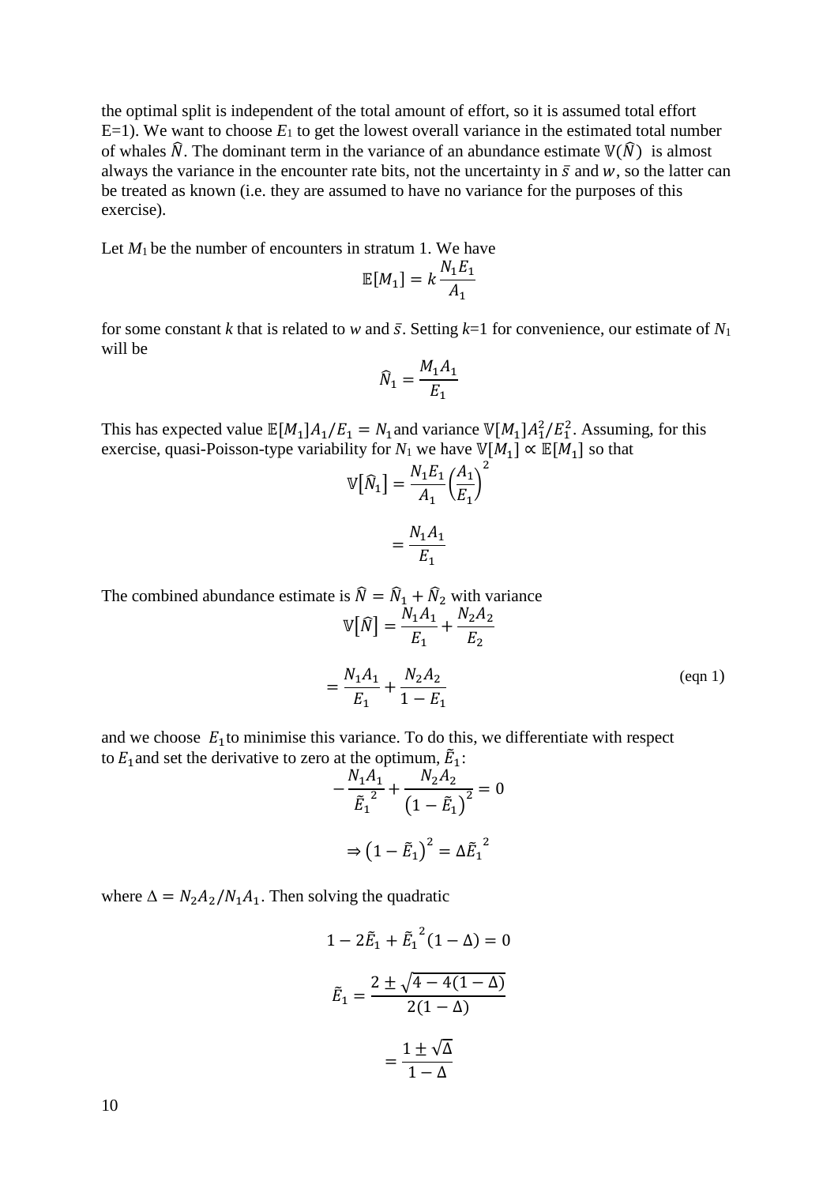the optimal split is independent of the total amount of effort, so it is assumed total effort E=1). We want to choose $E_1$ to get the lowest overall variance in the estimated total number of whales $\hat{N}$. The dominant term in the variance of an abundance estimate $\mathbb{V}(\hat{N})$ is almost always the variance in the encounter rate bits, not the uncertainty in $\bar{s}$ and $w$, so the latter can be treated as known (i.e. they are assumed to have no variance for the purposes of this exercise).

Let $M_1$ be the number of encounters in stratum 1. We have

$$\mathbb{E}[M_1] = k\frac{N_1 E_1}{A_1}$$

for some constant $k$ that is related to $w$ and $\bar{s}$. Setting $k$=1 for convenience, our estimate of $N_1$ will be

$$\hat{N}_1 = \frac{M_1 A_1}{E_1}$$

This has expected value $\mathbb{E}[M_1]A_1/E_1 = N_1$ and variance $\mathbb{V}[M_1]A_1^2/E_1^2$. Assuming, for this exercise, quasi-Poisson-type variability for $N_1$ we have $\mathbb{V}[M_1] \propto \mathbb{E}[M_1]$ so that

$$\mathbb{V}[\hat{N}_1] = \frac{N_1 E_1}{A_1}\left(\frac{A_1}{E_1}\right)^2$$

$$= \frac{N_1 A_1}{E_1}$$

The combined abundance estimate is $\hat{N} = \hat{N}_1 + \hat{N}_2$ with variance

$$\mathbb{V}[\hat{N}] = \frac{N_1 A_1}{E_1} + \frac{N_2 A_2}{E_2}$$

$$= \frac{N_1 A_1}{E_1} + \frac{N_2 A_2}{1 - E_1} \qquad \text{(eqn 1)}$$

and we choose $E_1$ to minimise this variance. To do this, we differentiate with respect to $E_1$ and set the derivative to zero at the optimum, $\tilde{E}_1$:

$$-\frac{N_1 A_1}{\tilde{E}_1^{\,2}} + \frac{N_2 A_2}{\left(1 - \tilde{E}_1\right)^2} = 0$$

$$\Rightarrow \left(1 - \tilde{E}_1\right)^2 = \Delta \tilde{E}_1^{\,2}$$

where $\Delta = N_2 A_2 / N_1 A_1$. Then solving the quadratic

$$1 - 2\tilde{E}_1 + \tilde{E}_1^{\,2}(1 - \Delta) = 0$$

$$\tilde{E}_1 = \frac{2 \pm \sqrt{4 - 4(1 - \Delta)}}{2(1 - \Delta)}$$

$$= \frac{1 \pm \sqrt{\Delta}}{1 - \Delta}$$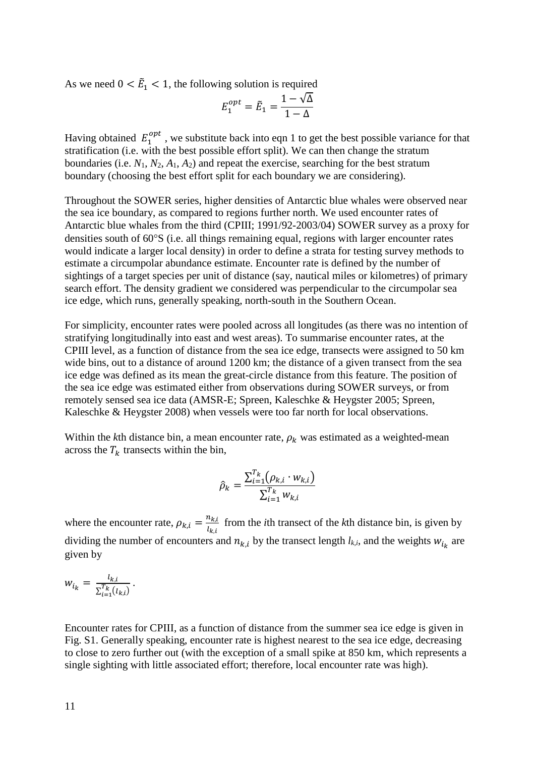As we need $0 < \tilde{E}_1 < 1$, the following solution is required

$$E_1^{opt} = \tilde{E}_1 = \frac{1 - \sqrt{\Delta}}{1 - \Delta}$$

Having obtained $E_1^{opt}$, we substitute back into eqn 1 to get the best possible variance for that stratification (i.e. with the best possible effort split). We can then change the stratum boundaries (i.e. $N_1$, $N_2$, $A_1$, $A_2$) and repeat the exercise, searching for the best stratum boundary (choosing the best effort split for each boundary we are considering).

Throughout the SOWER series, higher densities of Antarctic blue whales were observed near the sea ice boundary, as compared to regions further north. We used encounter rates of Antarctic blue whales from the third (CPIII; 1991/92-2003/04) SOWER survey as a proxy for densities south of 60°S (i.e. all things remaining equal, regions with larger encounter rates would indicate a larger local density) in order to define a strata for testing survey methods to estimate a circumpolar abundance estimate. Encounter rate is defined by the number of sightings of a target species per unit of distance (say, nautical miles or kilometres) of primary search effort. The density gradient we considered was perpendicular to the circumpolar sea ice edge, which runs, generally speaking, north-south in the Southern Ocean.

For simplicity, encounter rates were pooled across all longitudes (as there was no intention of stratifying longitudinally into east and west areas). To summarise encounter rates, at the CPIII level, as a function of distance from the sea ice edge, transects were assigned to 50 km wide bins, out to a distance of around 1200 km; the distance of a given transect from the sea ice edge was defined as its mean the great-circle distance from this feature. The position of the sea ice edge was estimated either from observations during SOWER surveys, or from remotely sensed sea ice data (AMSR-E; Spreen, Kaleschke & Heygster 2005; Spreen, Kaleschke & Heygster 2008) when vessels were too far north for local observations.

Within the *k*th distance bin, a mean encounter rate, $\rho_k$ was estimated as a weighted-mean across the $T_k$ transects within the bin,

$$\hat{\rho}_k = \frac{\sum_{i=1}^{T_k} \left( \rho_{k,i} \cdot w_{k,i} \right)}{\sum_{i=1}^{T_k} w_{k,i}}$$

where the encounter rate, $\rho_{k,i} = \frac{n_{k,i}}{l_{k,i}}$ from the *i*th transect of the *k*th distance bin, is given by dividing the number of encounters and $n_{k,i}$ by the transect length $l_{k,i}$, and the weights $w_{i_k}$ are given by

$$w_{i_k} = \frac{l_{k,i}}{\sum_{i=1}^{T_k} (l_{k,i})}.$$

Encounter rates for CPIII, as a function of distance from the summer sea ice edge is given in Fig. S1. Generally speaking, encounter rate is highest nearest to the sea ice edge, decreasing to close to zero further out (with the exception of a small spike at 850 km, which represents a single sighting with little associated effort; therefore, local encounter rate was high).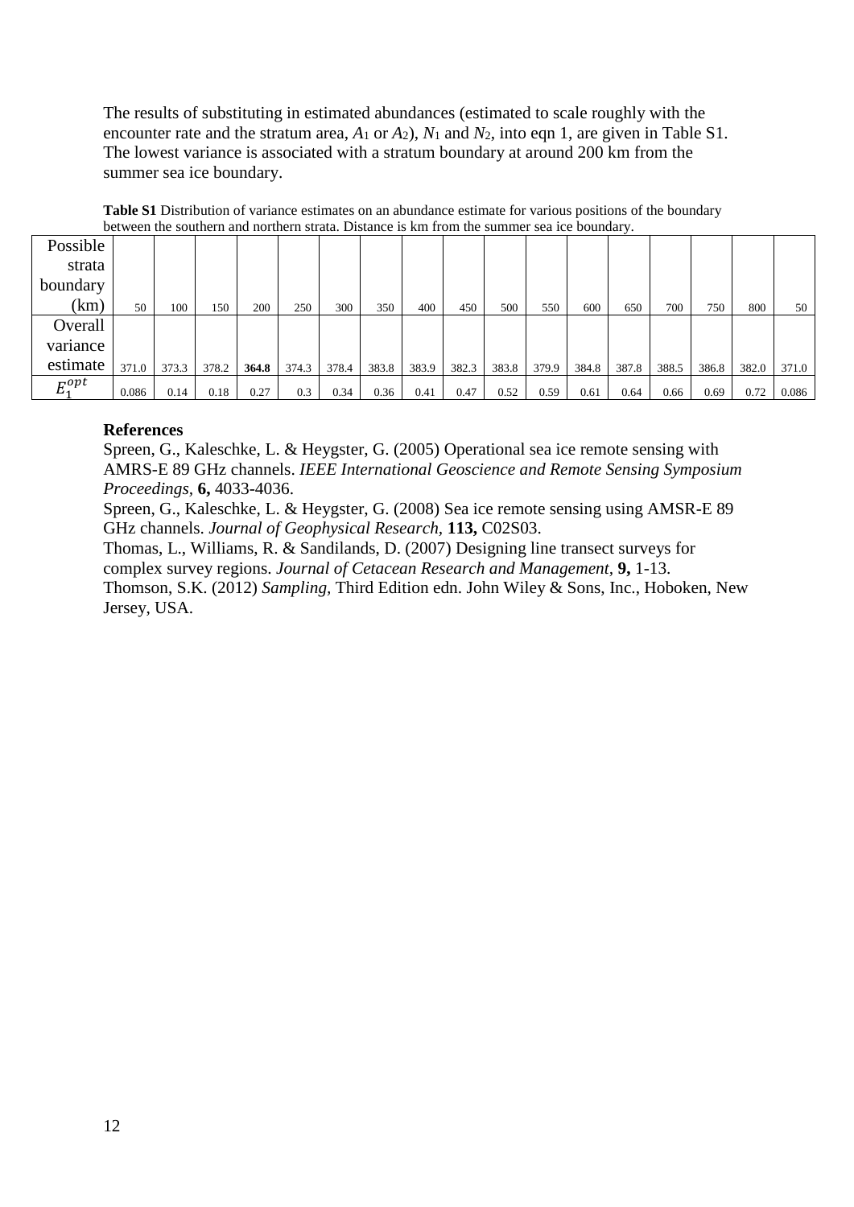The results of substituting in estimated abundances (estimated to scale roughly with the encounter rate and the stratum area, $A_1$ or $A_2$), $N_1$ and $N_2$, into eqn 1, are given in Table S1. The lowest variance is associated with a stratum boundary at around 200 km from the summer sea ice boundary.

**Table S1** Distribution of variance estimates on an abundance estimate for various positions of the boundary between the southern and northern strata. Distance is km from the summer sea ice boundary.

| Possible strata boundary (km) | 50 | 100 | 150 | 200 | 250 | 300 | 350 | 400 | 450 | 500 | 550 | 600 | 650 | 700 | 750 | 800 | 50 |
|---|---|---|---|---|---|---|---|---|---|---|---|---|---|---|---|---|---|
| Overall variance estimate | 371.0 | 373.3 | 378.2 | **364.8** | 374.3 | 378.4 | 383.8 | 383.9 | 382.3 | 383.8 | 379.9 | 384.8 | 387.8 | 388.5 | 386.8 | 382.0 | 371.0 |
| $E_1^{opt}$ | 0.086 | 0.14 | 0.18 | 0.27 | 0.3 | 0.34 | 0.36 | 0.41 | 0.47 | 0.52 | 0.59 | 0.61 | 0.64 | 0.66 | 0.69 | 0.72 | 0.086 |

**References**

Spreen, G., Kaleschke, L. & Heygster, G. (2005) Operational sea ice remote sensing with AMRS-E 89 GHz channels. *IEEE International Geoscience and Remote Sensing Symposium Proceedings,* **6,** 4033-4036.

Spreen, G., Kaleschke, L. & Heygster, G. (2008) Sea ice remote sensing using AMSR-E 89 GHz channels. *Journal of Geophysical Research,* **113,** C02S03.

Thomas, L., Williams, R. & Sandilands, D. (2007) Designing line transect surveys for complex survey regions. *Journal of Cetacean Research and Management,* **9,** 1-13.

Thomson, S.K. (2012) *Sampling,* Third Edition edn. John Wiley & Sons, Inc., Hoboken, New Jersey, USA.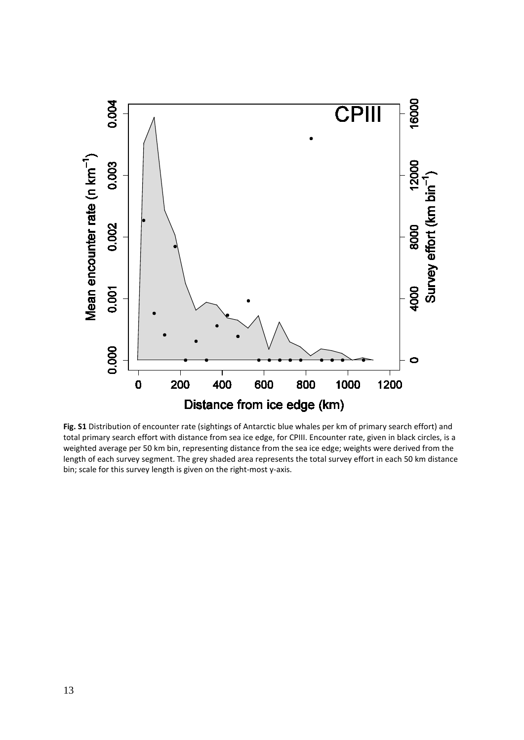CPIII

Mean encounter rate (n km$^{-1}$)

0.000
0.001
0.002
0.003
0.004

Survey effort (km bin$^{-1}$)

0
4000
8000
12000
16000

Distance from ice edge (km)

0
200
400
600
800
1000
1200

**Fig. S1** Distribution of encounter rate (sightings of Antarctic blue whales per km of primary search effort) and total primary search effort with distance from sea ice edge, for CPIII. Encounter rate, given in black circles, is a weighted average per 50 km bin, representing distance from the sea ice edge; weights were derived from the length of each survey segment. The grey shaded area represents the total survey effort in each 50 km distance bin; scale for this survey length is given on the right-most y-axis.